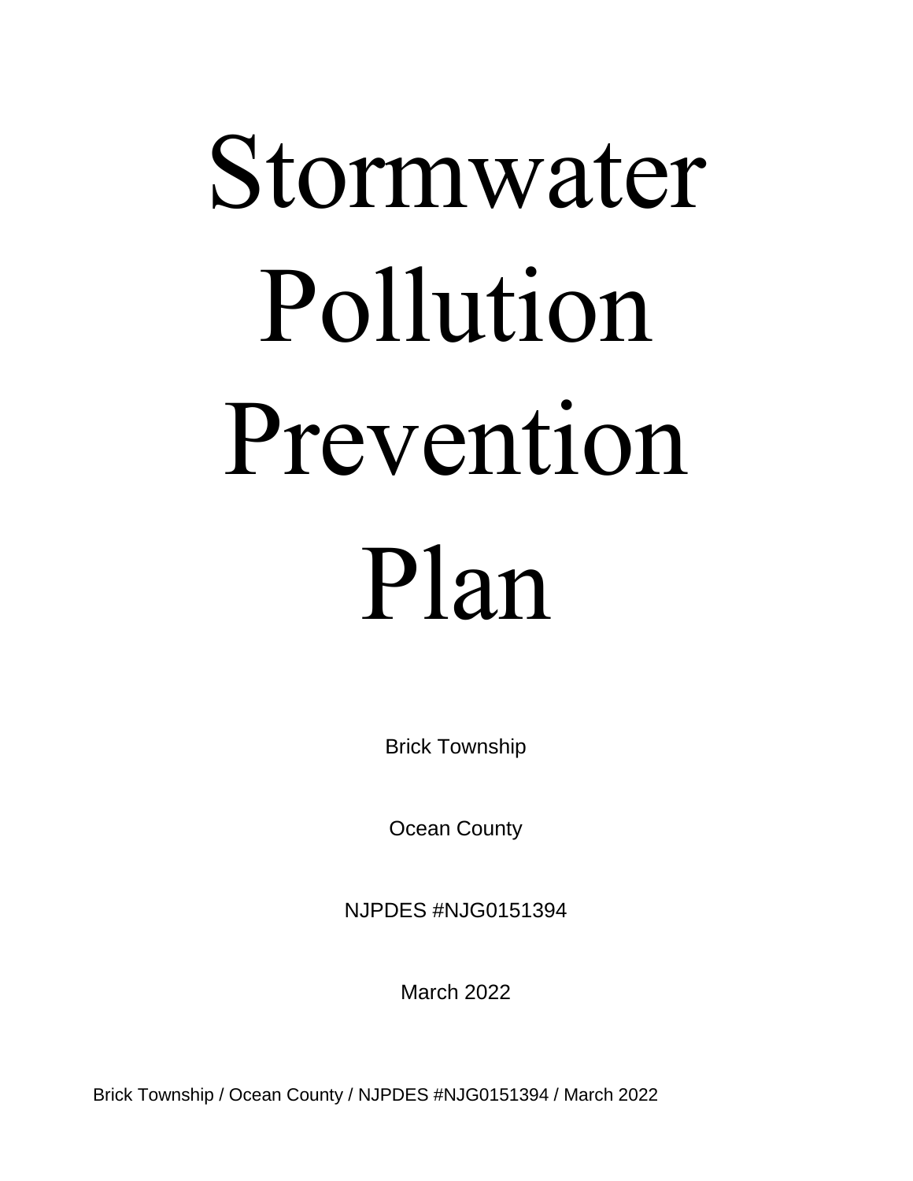# Stormwater Pollution Prevention Plan

Brick Township

Ocean County

NJPDES #NJG0151394

March 2022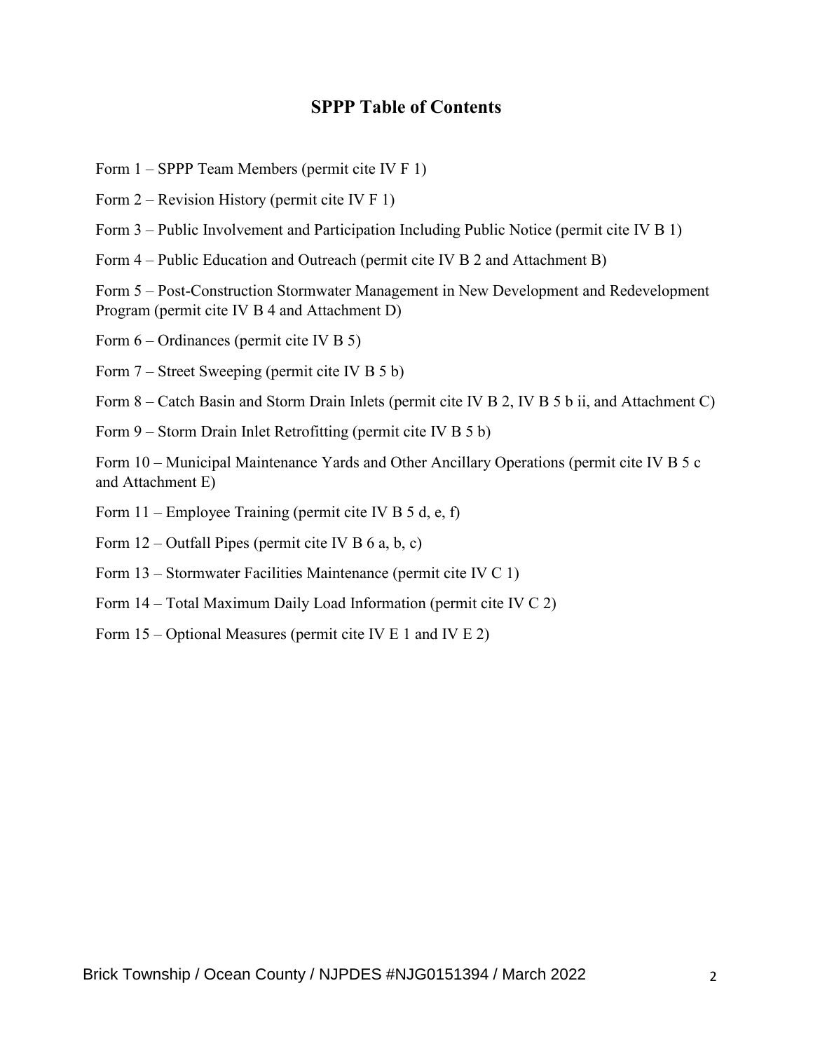## SPPP Table of Contents

Form 1 – SPPP Team Members (permit cite IV F 1)

Form 2 – Revision History (permit cite IV F 1)

Form 3 – Public Involvement and Participation Including Public Notice (permit cite IV B 1)

Form 4 – Public Education and Outreach (permit cite IV B 2 and Attachment B)

Form 5 – Post-Construction Stormwater Management in New Development and Redevelopment Program (permit cite IV B 4 and Attachment D)

Form 6 – Ordinances (permit cite IV B 5)

Form 7 – Street Sweeping (permit cite IV B 5 b)

Form 8 – Catch Basin and Storm Drain Inlets (permit cite IV B 2, IV B 5 b ii, and Attachment C)

Form 9 – Storm Drain Inlet Retrofitting (permit cite IV B 5 b)

Form 10 – Municipal Maintenance Yards and Other Ancillary Operations (permit cite IV B 5 c and Attachment E)

Form 11 – Employee Training (permit cite IV B 5 d, e, f)

Form 12 – Outfall Pipes (permit cite IV B 6 a, b, c)

Form 13 – Stormwater Facilities Maintenance (permit cite IV C 1)

Form 14 – Total Maximum Daily Load Information (permit cite IV C 2)

Form 15 – Optional Measures (permit cite IV E 1 and IV E 2)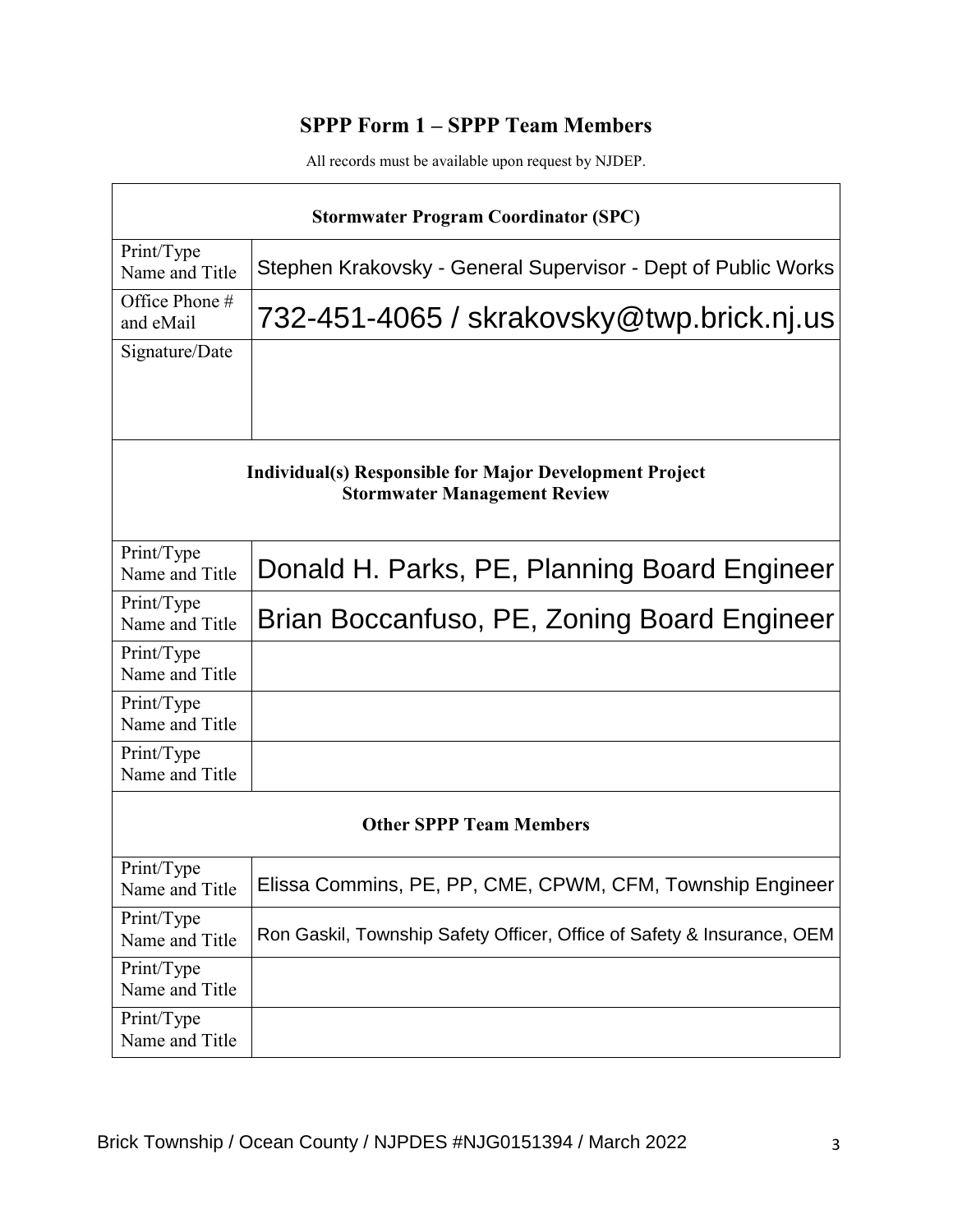# SPPP Form 1 – SPPP Team Members

All records must be available upon request by NJDEP.

| Stormwater Program Coordinator (SPC) | |
|---|---|
| Print/Type Name and Title | Stephen Krakovsky - General Supervisor - Dept of Public Works |
| Office Phone # and eMail | 732-451-4065 / skrakovsky@twp.brick.nj.us |
| Signature/Date | |
| **Individual(s) Responsible for Major Development Project Stormwater Management Review** | |
| Print/Type Name and Title | Donald H. Parks, PE, Planning Board Engineer |
| Print/Type Name and Title | Brian Boccanfuso, PE, Zoning Board Engineer |
| Print/Type Name and Title | |
| Print/Type Name and Title | |
| Print/Type Name and Title | |
| **Other SPPP Team Members** | |
| Print/Type Name and Title | Elissa Commins, PE, PP, CME, CPWM, CFM, Township Engineer |
| Print/Type Name and Title | Ron Gaskil, Township Safety Officer, Office of Safety & Insurance, OEM |
| Print/Type Name and Title | |
| Print/Type Name and Title | |

Brick Township / Ocean County / NJPDES #NJG0151394 / March 2022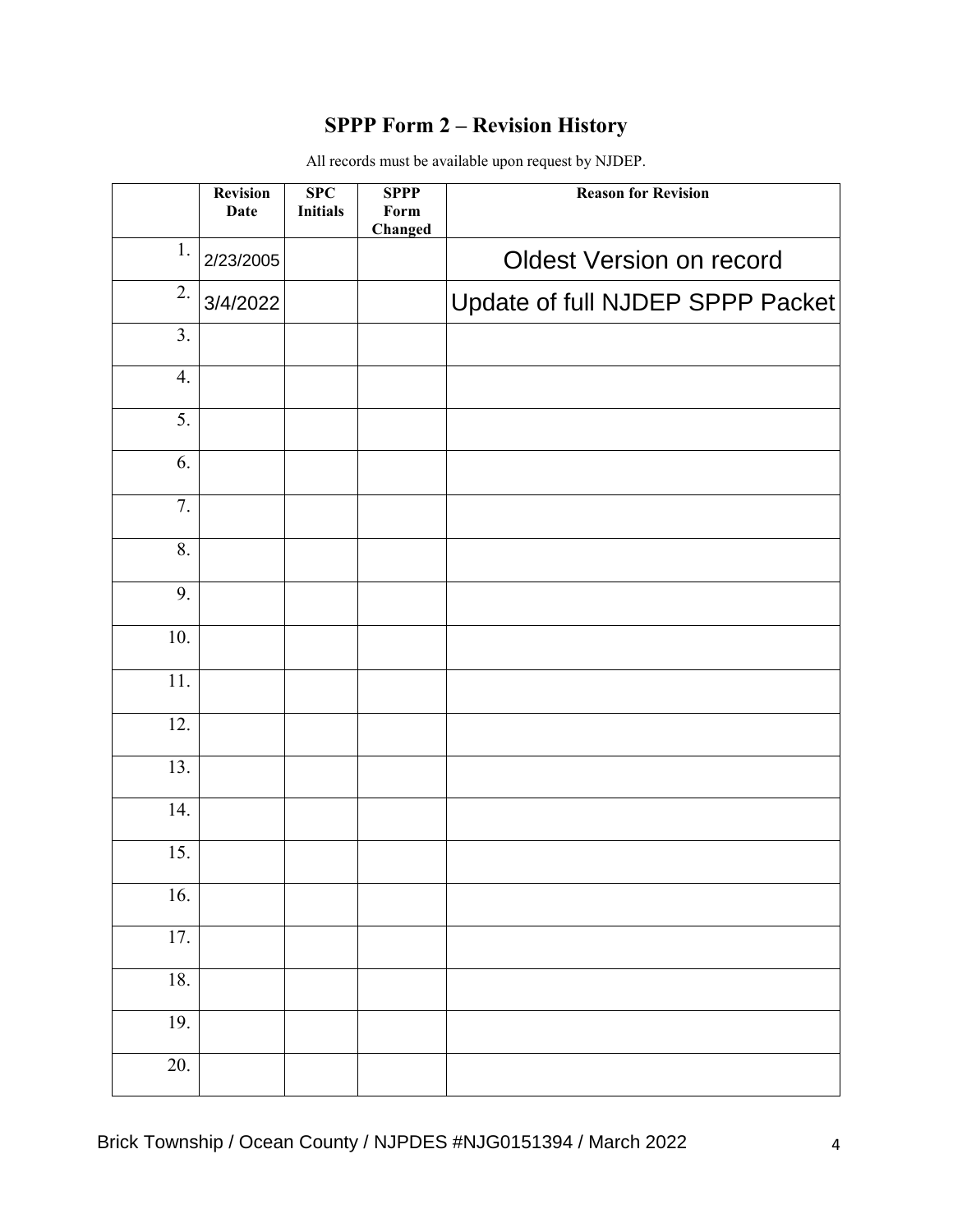## SPPP Form 2 – Revision History

All records must be available upon request by NJDEP.

| | Revision Date | SPC Initials | SPPP Form Changed | Reason for Revision |
|---|---|---|---|---|
| 1. | 2/23/2005 | | | Oldest Version on record |
| 2. | 3/4/2022 | | | Update of full NJDEP SPPP Packet |
| 3. | | | | |
| 4. | | | | |
| 5. | | | | |
| 6. | | | | |
| 7. | | | | |
| 8. | | | | |
| 9. | | | | |
| 10. | | | | |
| 11. | | | | |
| 12. | | | | |
| 13. | | | | |
| 14. | | | | |
| 15. | | | | |
| 16. | | | | |
| 17. | | | | |
| 18. | | | | |
| 19. | | | | |
| 20. | | | | |

Brick Township / Ocean County / NJPDES #NJG0151394 / March 2022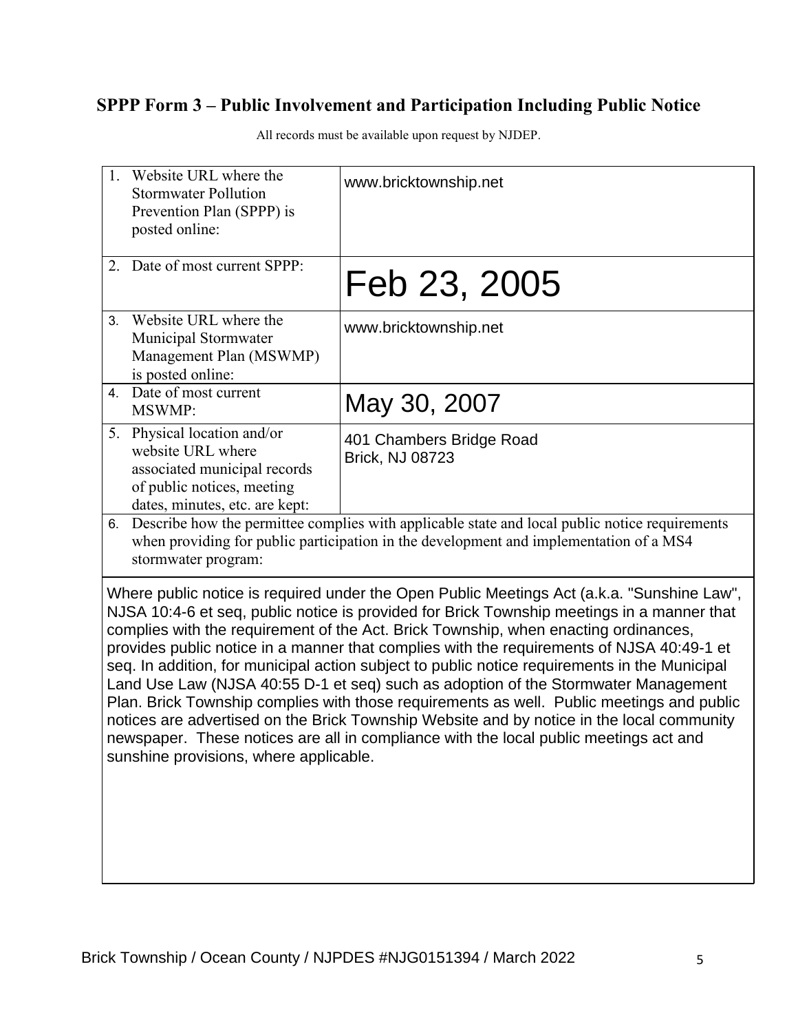## SPPP Form 3 – Public Involvement and Participation Including Public Notice

All records must be available upon request by NJDEP.

| | |
|---|---|
| 1. Website URL where the Stormwater Pollution Prevention Plan (SPPP) is posted online: | www.bricktownship.net |
| 2. Date of most current SPPP: | Feb 23, 2005 |
| 3. Website URL where the Municipal Stormwater Management Plan (MSWMP) is posted online: | www.bricktownship.net |
| 4. Date of most current MSWMP: | May 30, 2007 |
| 5. Physical location and/or website URL where associated municipal records of public notices, meeting dates, minutes, etc. are kept: | 401 Chambers Bridge Road<br>Brick, NJ 08723 |

6. Describe how the permittee complies with applicable state and local public notice requirements when providing for public participation in the development and implementation of a MS4 stormwater program:

Where public notice is required under the Open Public Meetings Act (a.k.a. "Sunshine Law", NJSA 10:4-6 et seq, public notice is provided for Brick Township meetings in a manner that complies with the requirement of the Act. Brick Township, when enacting ordinances, provides public notice in a manner that complies with the requirements of NJSA 40:49-1 et seq. In addition, for municipal action subject to public notice requirements in the Municipal Land Use Law (NJSA 40:55 D-1 et seq) such as adoption of the Stormwater Management Plan. Brick Township complies with those requirements as well. Public meetings and public notices are advertised on the Brick Township Website and by notice in the local community newspaper. These notices are all in compliance with the local public meetings act and sunshine provisions, where applicable.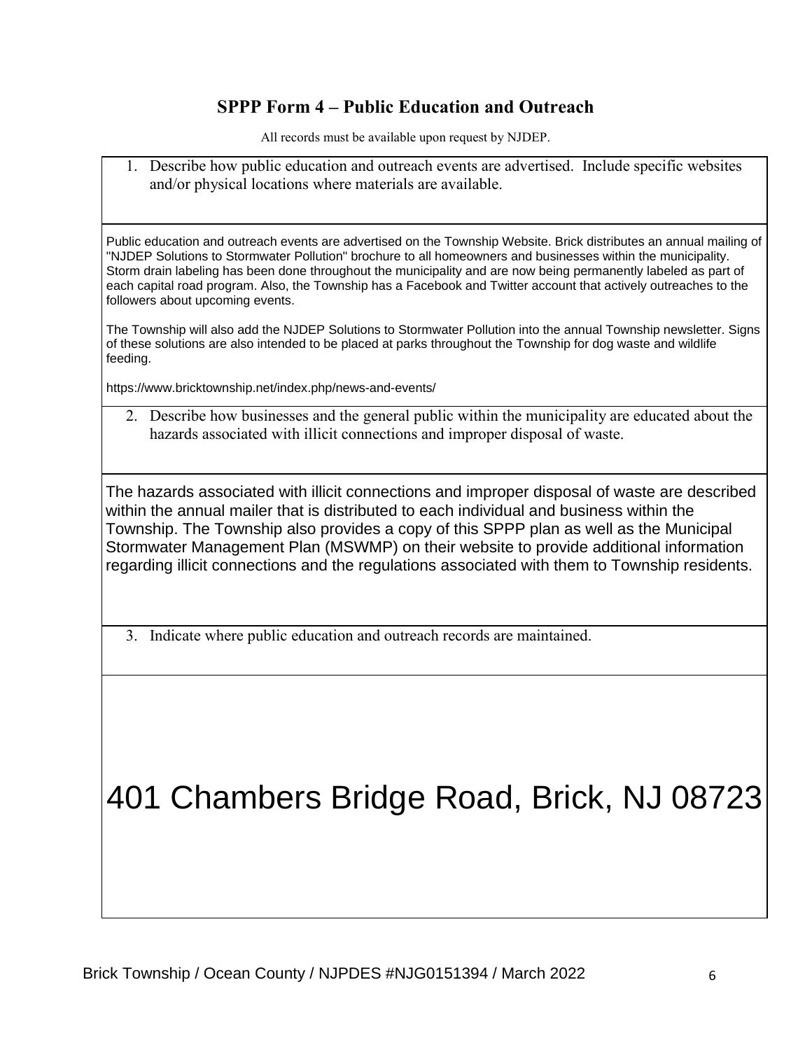## SPPP Form 4 – Public Education and Outreach

All records must be available upon request by NJDEP.

1. Describe how public education and outreach events are advertised. Include specific websites and/or physical locations where materials are available.

Public education and outreach events are advertised on the Township Website. Brick distributes an annual mailing of "NJDEP Solutions to Stormwater Pollution" brochure to all homeowners and businesses within the municipality. Storm drain labeling has been done throughout the municipality and are now being permanently labeled as part of each capital road program. Also, the Township has a Facebook and Twitter account that actively outreaches to the followers about upcoming events.

The Township will also add the NJDEP Solutions to Stormwater Pollution into the annual Township newsletter. Signs of these solutions are also intended to be placed at parks throughout the Township for dog waste and wildlife feeding.

https://www.bricktownship.net/index.php/news-and-events/

2. Describe how businesses and the general public within the municipality are educated about the hazards associated with illicit connections and improper disposal of waste.

The hazards associated with illicit connections and improper disposal of waste are described within the annual mailer that is distributed to each individual and business within the Township. The Township also provides a copy of this SPPP plan as well as the Municipal Stormwater Management Plan (MSWMP) on their website to provide additional information regarding illicit connections and the regulations associated with them to Township residents.

3. Indicate where public education and outreach records are maintained.

401 Chambers Bridge Road, Brick, NJ 08723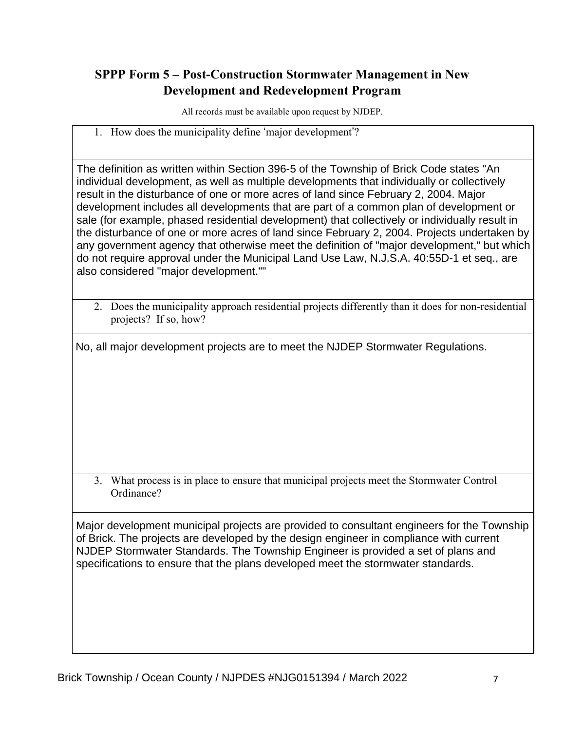## SPPP Form 5 – Post-Construction Stormwater Management in New Development and Redevelopment Program

All records must be available upon request by NJDEP.

1. How does the municipality define 'major development'?

The definition as written within Section 396-5 of the Township of Brick Code states "An individual development, as well as multiple developments that individually or collectively result in the disturbance of one or more acres of land since February 2, 2004. Major development includes all developments that are part of a common plan of development or sale (for example, phased residential development) that collectively or individually result in the disturbance of one or more acres of land since February 2, 2004. Projects undertaken by any government agency that otherwise meet the definition of "major development," but which do not require approval under the Municipal Land Use Law, N.J.S.A. 40:55D-1 et seq., are also considered "major development.""

2. Does the municipality approach residential projects differently than it does for non-residential projects? If so, how?

No, all major development projects are to meet the NJDEP Stormwater Regulations.

3. What process is in place to ensure that municipal projects meet the Stormwater Control Ordinance?

Major development municipal projects are provided to consultant engineers for the Township of Brick. The projects are developed by the design engineer in compliance with current NJDEP Stormwater Standards. The Township Engineer is provided a set of plans and specifications to ensure that the plans developed meet the stormwater standards.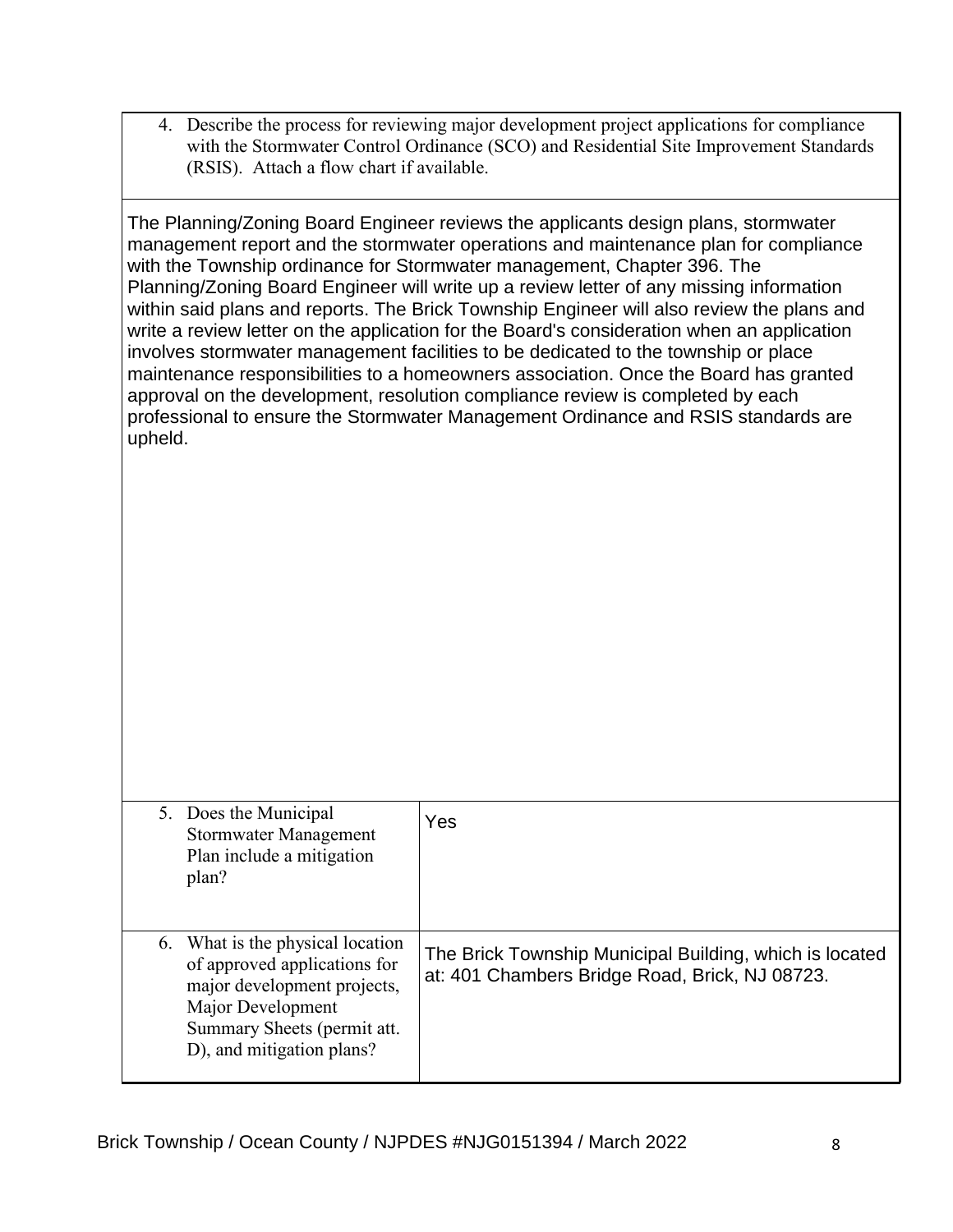4. Describe the process for reviewing major development project applications for compliance with the Stormwater Control Ordinance (SCO) and Residential Site Improvement Standards (RSIS). Attach a flow chart if available.

The Planning/Zoning Board Engineer reviews the applicants design plans, stormwater management report and the stormwater operations and maintenance plan for compliance with the Township ordinance for Stormwater management, Chapter 396. The Planning/Zoning Board Engineer will write up a review letter of any missing information within said plans and reports. The Brick Township Engineer will also review the plans and write a review letter on the application for the Board's consideration when an application involves stormwater management facilities to be dedicated to the township or place maintenance responsibilities to a homeowners association. Once the Board has granted approval on the development, resolution compliance review is completed by each professional to ensure the Stormwater Management Ordinance and RSIS standards are upheld.

| | |
|---|---|
| 5. Does the Municipal Stormwater Management Plan include a mitigation plan? | Yes |
| 6. What is the physical location of approved applications for major development projects, Major Development Summary Sheets (permit att. D), and mitigation plans? | The Brick Township Municipal Building, which is located at: 401 Chambers Bridge Road, Brick, NJ 08723. |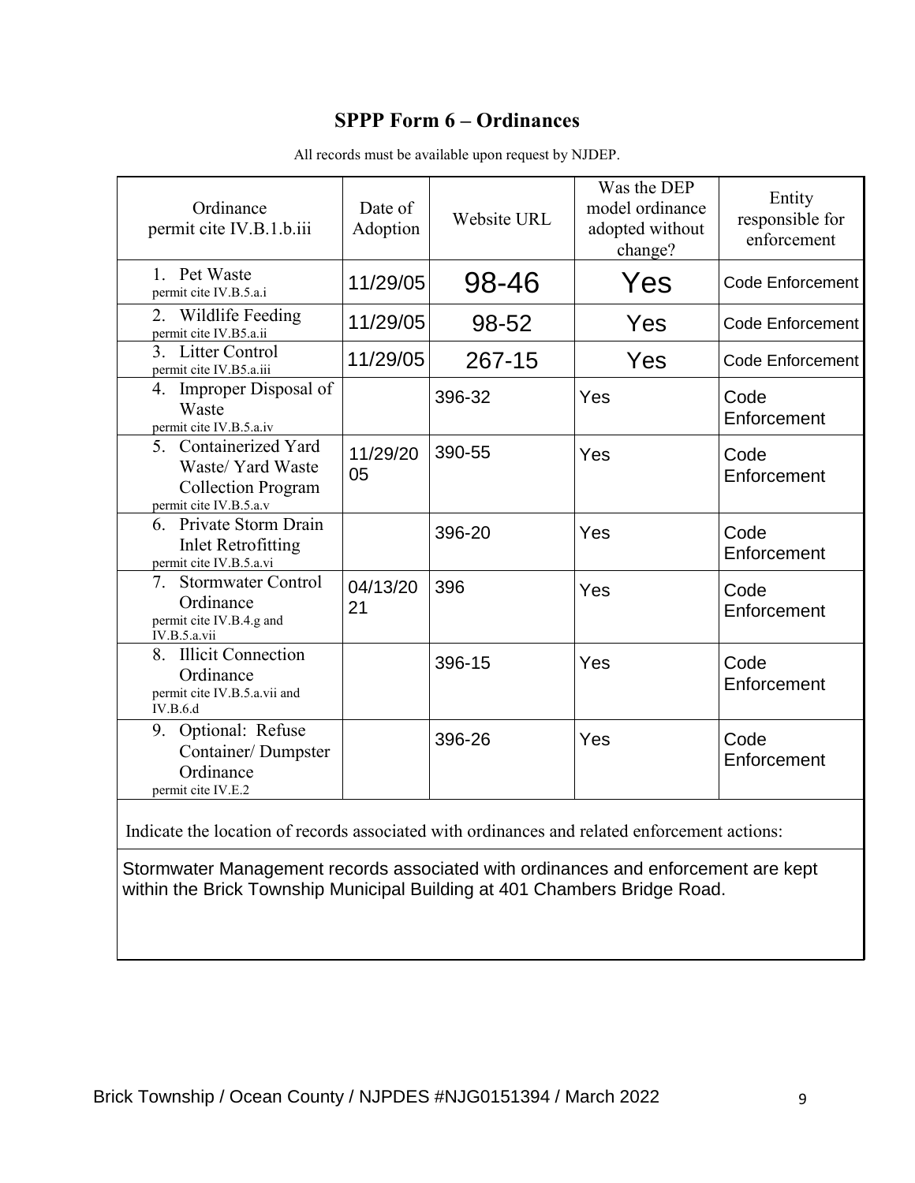# SPPP Form 6 – Ordinances

All records must be available upon request by NJDEP.

| Ordinance permit cite IV.B.1.b.iii | Date of Adoption | Website URL | Was the DEP model ordinance adopted without change? | Entity responsible for enforcement |
|---|---|---|---|---|
| 1. Pet Waste permit cite IV.B.5.a.i | 11/29/05 | 98-46 | Yes | Code Enforcement |
| 2. Wildlife Feeding permit cite IV.B5.a.ii | 11/29/05 | 98-52 | Yes | Code Enforcement |
| 3. Litter Control permit cite IV.B5.a.iii | 11/29/05 | 267-15 | Yes | Code Enforcement |
| 4. Improper Disposal of Waste permit cite IV.B.5.a.iv | | 396-32 | Yes | Code Enforcement |
| 5. Containerized Yard Waste/ Yard Waste Collection Program permit cite IV.B.5.a.v | 11/29/2005 | 390-55 | Yes | Code Enforcement |
| 6. Private Storm Drain Inlet Retrofitting permit cite IV.B.5.a.vi | | 396-20 | Yes | Code Enforcement |
| 7. Stormwater Control Ordinance permit cite IV.B.4.g and IV.B.5.a.vii | 04/13/2021 | 396 | Yes | Code Enforcement |
| 8. Illicit Connection Ordinance permit cite IV.B.5.a.vii and IV.B.6.d | | 396-15 | Yes | Code Enforcement |
| 9. Optional: Refuse Container/ Dumpster Ordinance permit cite IV.E.2 | | 396-26 | Yes | Code Enforcement |

Indicate the location of records associated with ordinances and related enforcement actions:

Stormwater Management records associated with ordinances and enforcement are kept within the Brick Township Municipal Building at 401 Chambers Bridge Road.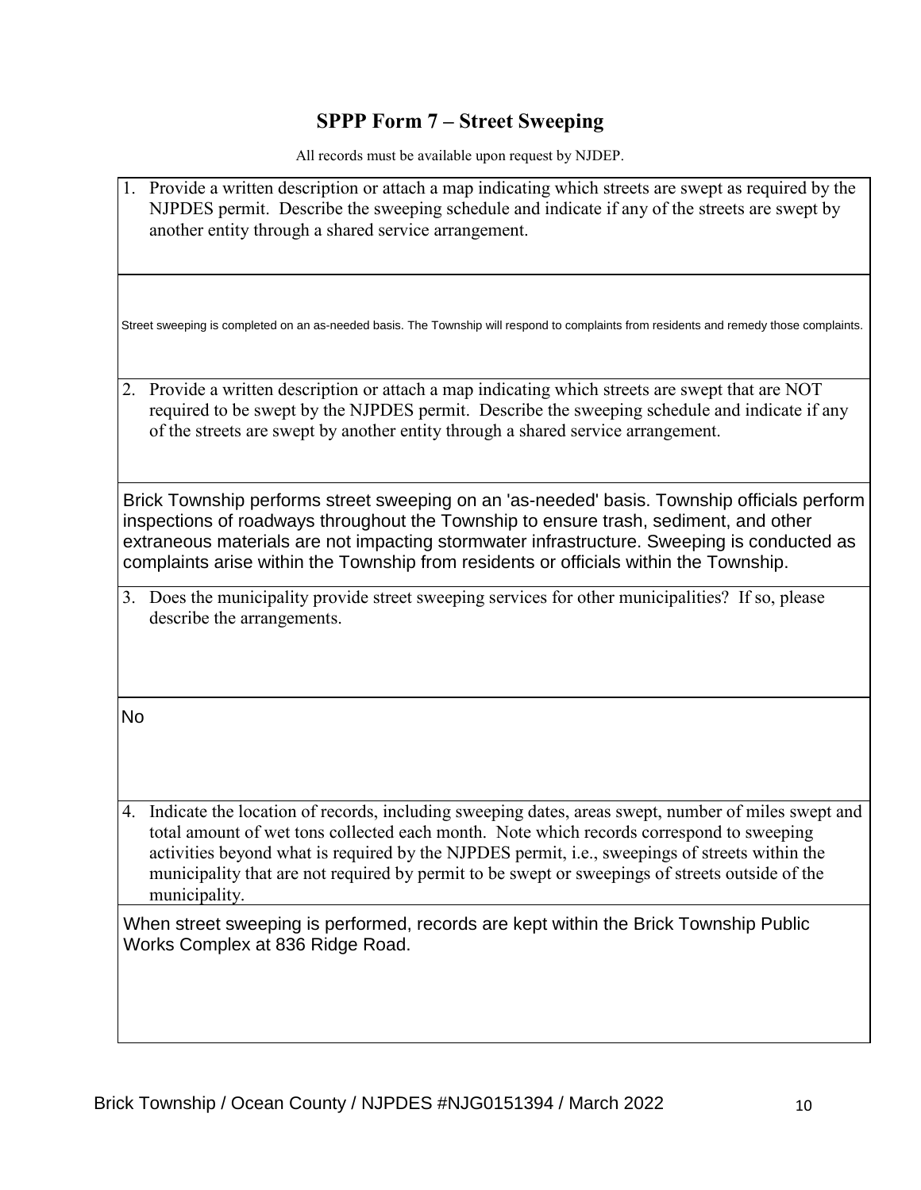# SPPP Form 7 – Street Sweeping

All records must be available upon request by NJDEP.

1. Provide a written description or attach a map indicating which streets are swept as required by the NJPDES permit. Describe the sweeping schedule and indicate if any of the streets are swept by another entity through a shared service arrangement.

Street sweeping is completed on an as-needed basis. The Township will respond to complaints from residents and remedy those complaints.

2. Provide a written description or attach a map indicating which streets are swept that are NOT required to be swept by the NJPDES permit. Describe the sweeping schedule and indicate if any of the streets are swept by another entity through a shared service arrangement.

Brick Township performs street sweeping on an 'as-needed' basis. Township officials perform inspections of roadways throughout the Township to ensure trash, sediment, and other extraneous materials are not impacting stormwater infrastructure. Sweeping is conducted as complaints arise within the Township from residents or officials within the Township.

3. Does the municipality provide street sweeping services for other municipalities? If so, please describe the arrangements.

No

4. Indicate the location of records, including sweeping dates, areas swept, number of miles swept and total amount of wet tons collected each month. Note which records correspond to sweeping activities beyond what is required by the NJPDES permit, i.e., sweepings of streets within the municipality that are not required by permit to be swept or sweepings of streets outside of the municipality.

When street sweeping is performed, records are kept within the Brick Township Public Works Complex at 836 Ridge Road.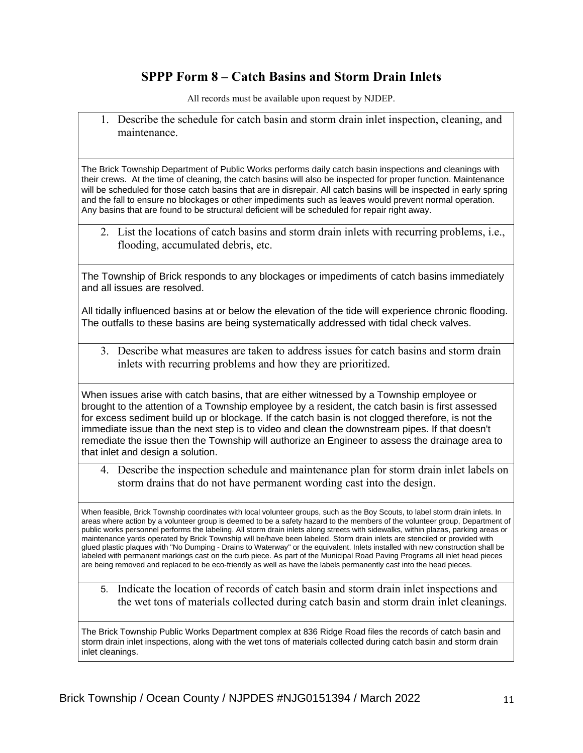## SPPP Form 8 – Catch Basins and Storm Drain Inlets

All records must be available upon request by NJDEP.

1. Describe the schedule for catch basin and storm drain inlet inspection, cleaning, and maintenance.

The Brick Township Department of Public Works performs daily catch basin inspections and cleanings with their crews. At the time of cleaning, the catch basins will also be inspected for proper function. Maintenance will be scheduled for those catch basins that are in disrepair. All catch basins will be inspected in early spring and the fall to ensure no blockages or other impediments such as leaves would prevent normal operation. Any basins that are found to be structural deficient will be scheduled for repair right away.

2. List the locations of catch basins and storm drain inlets with recurring problems, i.e., flooding, accumulated debris, etc.

The Township of Brick responds to any blockages or impediments of catch basins immediately and all issues are resolved.

All tidally influenced basins at or below the elevation of the tide will experience chronic flooding. The outfalls to these basins are being systematically addressed with tidal check valves.

3. Describe what measures are taken to address issues for catch basins and storm drain inlets with recurring problems and how they are prioritized.

When issues arise with catch basins, that are either witnessed by a Township employee or brought to the attention of a Township employee by a resident, the catch basin is first assessed for excess sediment build up or blockage. If the catch basin is not clogged therefore, is not the immediate issue than the next step is to video and clean the downstream pipes. If that doesn't remediate the issue then the Township will authorize an Engineer to assess the drainage area to that inlet and design a solution.

4. Describe the inspection schedule and maintenance plan for storm drain inlet labels on storm drains that do not have permanent wording cast into the design.

When feasible, Brick Township coordinates with local volunteer groups, such as the Boy Scouts, to label storm drain inlets. In areas where action by a volunteer group is deemed to be a safety hazard to the members of the volunteer group, Department of public works personnel performs the labeling. All storm drain inlets along streets with sidewalks, within plazas, parking areas or maintenance yards operated by Brick Township will be/have been labeled. Storm drain inlets are stenciled or provided with glued plastic plaques with "No Dumping - Drains to Waterway" or the equivalent. Inlets installed with new construction shall be labeled with permanent markings cast on the curb piece. As part of the Municipal Road Paving Programs all inlet head pieces are being removed and replaced to be eco-friendly as well as have the labels permanently cast into the head pieces.

5. Indicate the location of records of catch basin and storm drain inlet inspections and the wet tons of materials collected during catch basin and storm drain inlet cleanings.

The Brick Township Public Works Department complex at 836 Ridge Road files the records of catch basin and storm drain inlet inspections, along with the wet tons of materials collected during catch basin and storm drain inlet cleanings.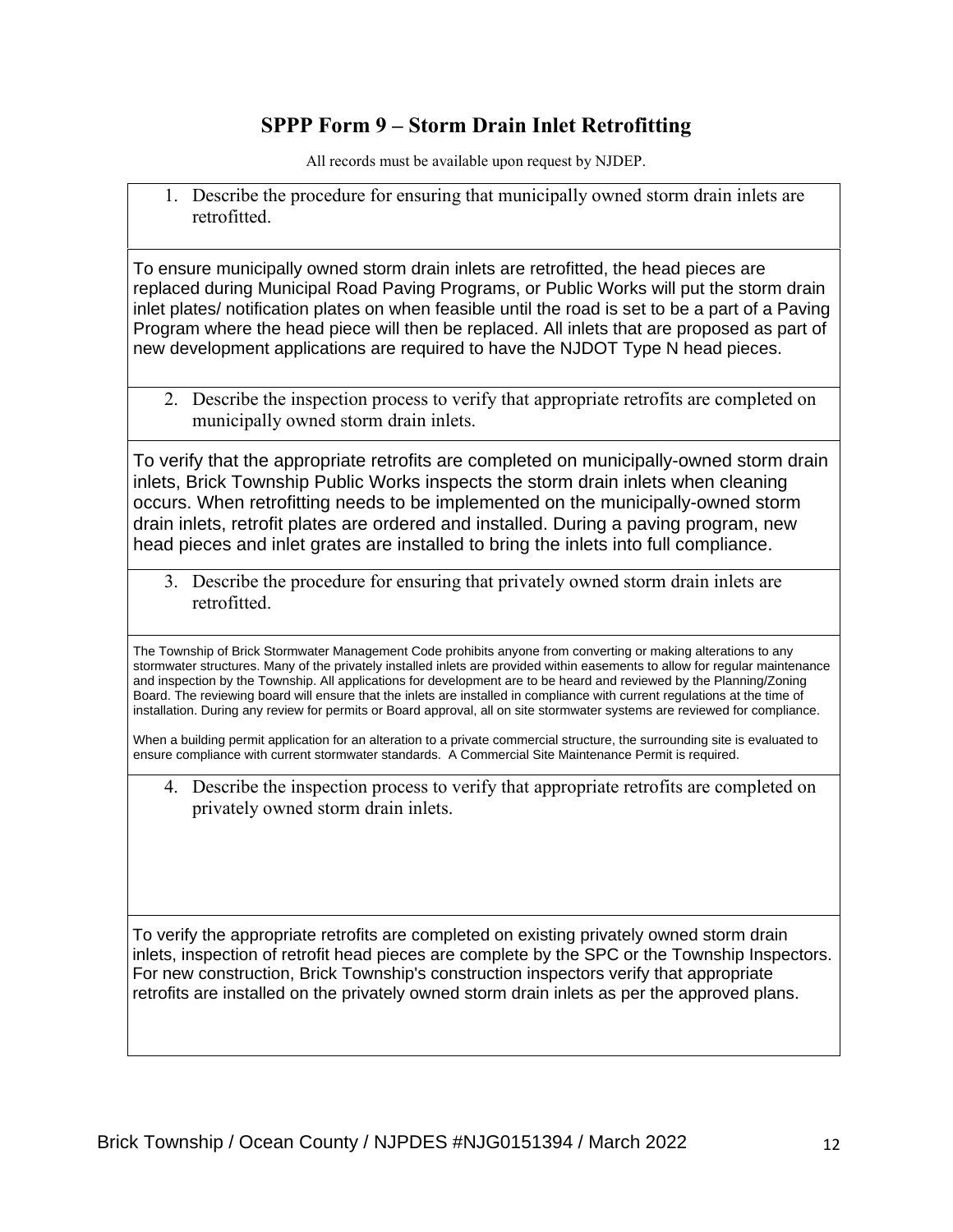## SPPP Form 9 – Storm Drain Inlet Retrofitting

All records must be available upon request by NJDEP.

1. Describe the procedure for ensuring that municipally owned storm drain inlets are retrofitted.

To ensure municipally owned storm drain inlets are retrofitted, the head pieces are replaced during Municipal Road Paving Programs, or Public Works will put the storm drain inlet plates/ notification plates on when feasible until the road is set to be a part of a Paving Program where the head piece will then be replaced. All inlets that are proposed as part of new development applications are required to have the NJDOT Type N head pieces.

2. Describe the inspection process to verify that appropriate retrofits are completed on municipally owned storm drain inlets.

To verify that the appropriate retrofits are completed on municipally-owned storm drain inlets, Brick Township Public Works inspects the storm drain inlets when cleaning occurs. When retrofitting needs to be implemented on the municipally-owned storm drain inlets, retrofit plates are ordered and installed. During a paving program, new head pieces and inlet grates are installed to bring the inlets into full compliance.

3. Describe the procedure for ensuring that privately owned storm drain inlets are retrofitted.

The Township of Brick Stormwater Management Code prohibits anyone from converting or making alterations to any stormwater structures. Many of the privately installed inlets are provided within easements to allow for regular maintenance and inspection by the Township. All applications for development are to be heard and reviewed by the Planning/Zoning Board. The reviewing board will ensure that the inlets are installed in compliance with current regulations at the time of installation. During any review for permits or Board approval, all on site stormwater systems are reviewed for compliance.

When a building permit application for an alteration to a private commercial structure, the surrounding site is evaluated to ensure compliance with current stormwater standards. A Commercial Site Maintenance Permit is required.

4. Describe the inspection process to verify that appropriate retrofits are completed on privately owned storm drain inlets.

To verify the appropriate retrofits are completed on existing privately owned storm drain inlets, inspection of retrofit head pieces are complete by the SPC or the Township Inspectors. For new construction, Brick Township's construction inspectors verify that appropriate retrofits are installed on the privately owned storm drain inlets as per the approved plans.

Brick Township / Ocean County / NJPDES #NJG0151394 / March 2022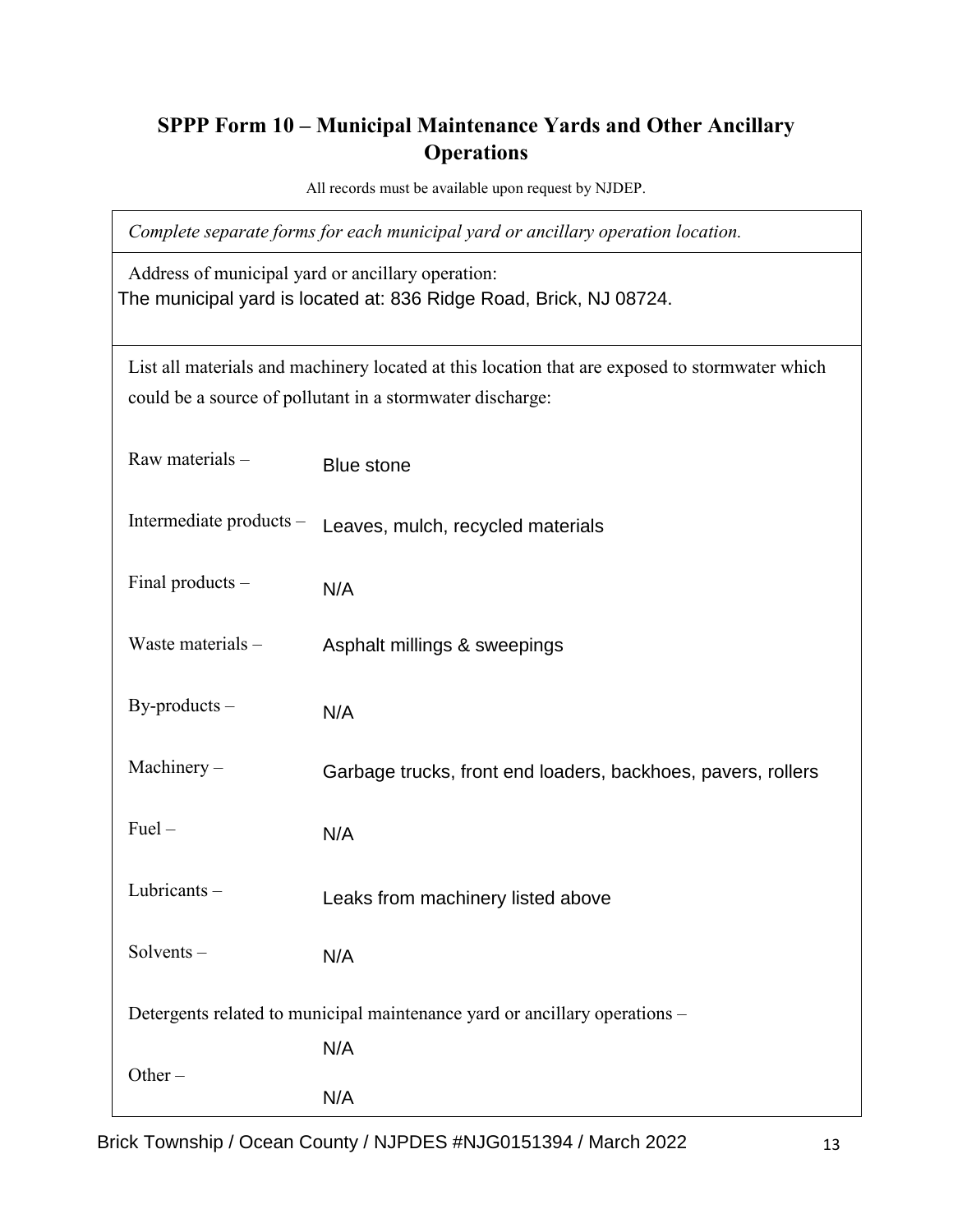## SPPP Form 10 – Municipal Maintenance Yards and Other Ancillary Operations

All records must be available upon request by NJDEP.

*Complete separate forms for each municipal yard or ancillary operation location.*

Address of municipal yard or ancillary operation:
The municipal yard is located at: 836 Ridge Road, Brick, NJ 08724.

List all materials and machinery located at this location that are exposed to stormwater which could be a source of pollutant in a stormwater discharge:

Raw materials – Blue stone

Intermediate products – Leaves, mulch, recycled materials

Final products – N/A

Waste materials – Asphalt millings & sweepings

By-products – N/A

Machinery – Garbage trucks, front end loaders, backhoes, pavers, rollers

Fuel – N/A

Lubricants – Leaks from machinery listed above

Solvents – N/A

Detergents related to municipal maintenance yard or ancillary operations – N/A

Other – N/A

Brick Township / Ocean County / NJPDES #NJG0151394 / March 2022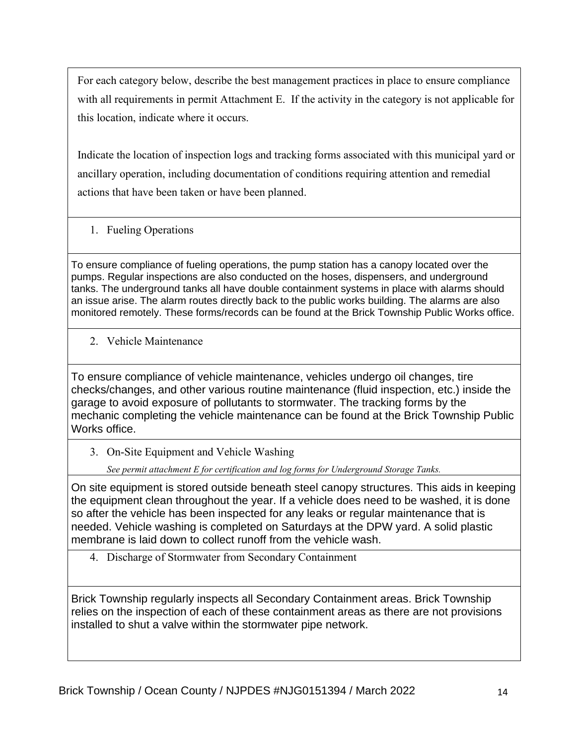For each category below, describe the best management practices in place to ensure compliance with all requirements in permit Attachment E. If the activity in the category is not applicable for this location, indicate where it occurs.

Indicate the location of inspection logs and tracking forms associated with this municipal yard or ancillary operation, including documentation of conditions requiring attention and remedial actions that have been taken or have been planned.

1. Fueling Operations

To ensure compliance of fueling operations, the pump station has a canopy located over the pumps. Regular inspections are also conducted on the hoses, dispensers, and underground tanks. The underground tanks all have double containment systems in place with alarms should an issue arise. The alarm routes directly back to the public works building. The alarms are also monitored remotely. These forms/records can be found at the Brick Township Public Works office.

2. Vehicle Maintenance

To ensure compliance of vehicle maintenance, vehicles undergo oil changes, tire checks/changes, and other various routine maintenance (fluid inspection, etc.) inside the garage to avoid exposure of pollutants to stormwater. The tracking forms by the mechanic completing the vehicle maintenance can be found at the Brick Township Public Works office.

3. On-Site Equipment and Vehicle Washing

*See permit attachment E for certification and log forms for Underground Storage Tanks.*

On site equipment is stored outside beneath steel canopy structures. This aids in keeping the equipment clean throughout the year. If a vehicle does need to be washed, it is done so after the vehicle has been inspected for any leaks or regular maintenance that is needed. Vehicle washing is completed on Saturdays at the DPW yard. A solid plastic membrane is laid down to collect runoff from the vehicle wash.

4. Discharge of Stormwater from Secondary Containment

Brick Township regularly inspects all Secondary Containment areas. Brick Township relies on the inspection of each of these containment areas as there are not provisions installed to shut a valve within the stormwater pipe network.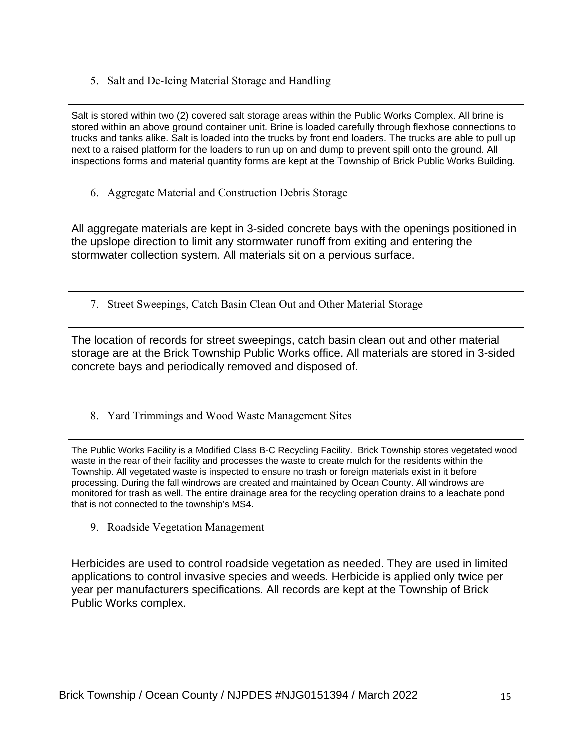5. Salt and De-Icing Material Storage and Handling

Salt is stored within two (2) covered salt storage areas within the Public Works Complex. All brine is stored within an above ground container unit. Brine is loaded carefully through flexhose connections to trucks and tanks alike. Salt is loaded into the trucks by front end loaders. The trucks are able to pull up next to a raised platform for the loaders to run up on and dump to prevent spill onto the ground. All inspections forms and material quantity forms are kept at the Township of Brick Public Works Building.

6. Aggregate Material and Construction Debris Storage

All aggregate materials are kept in 3-sided concrete bays with the openings positioned in the upslope direction to limit any stormwater runoff from exiting and entering the stormwater collection system. All materials sit on a pervious surface.

7. Street Sweepings, Catch Basin Clean Out and Other Material Storage

The location of records for street sweepings, catch basin clean out and other material storage are at the Brick Township Public Works office. All materials are stored in 3-sided concrete bays and periodically removed and disposed of.

8. Yard Trimmings and Wood Waste Management Sites

The Public Works Facility is a Modified Class B-C Recycling Facility. Brick Township stores vegetated wood waste in the rear of their facility and processes the waste to create mulch for the residents within the Township. All vegetated waste is inspected to ensure no trash or foreign materials exist in it before processing. During the fall windrows are created and maintained by Ocean County. All windrows are monitored for trash as well. The entire drainage area for the recycling operation drains to a leachate pond that is not connected to the township's MS4.

9. Roadside Vegetation Management

Herbicides are used to control roadside vegetation as needed. They are used in limited applications to control invasive species and weeds. Herbicide is applied only twice per year per manufacturers specifications. All records are kept at the Township of Brick Public Works complex.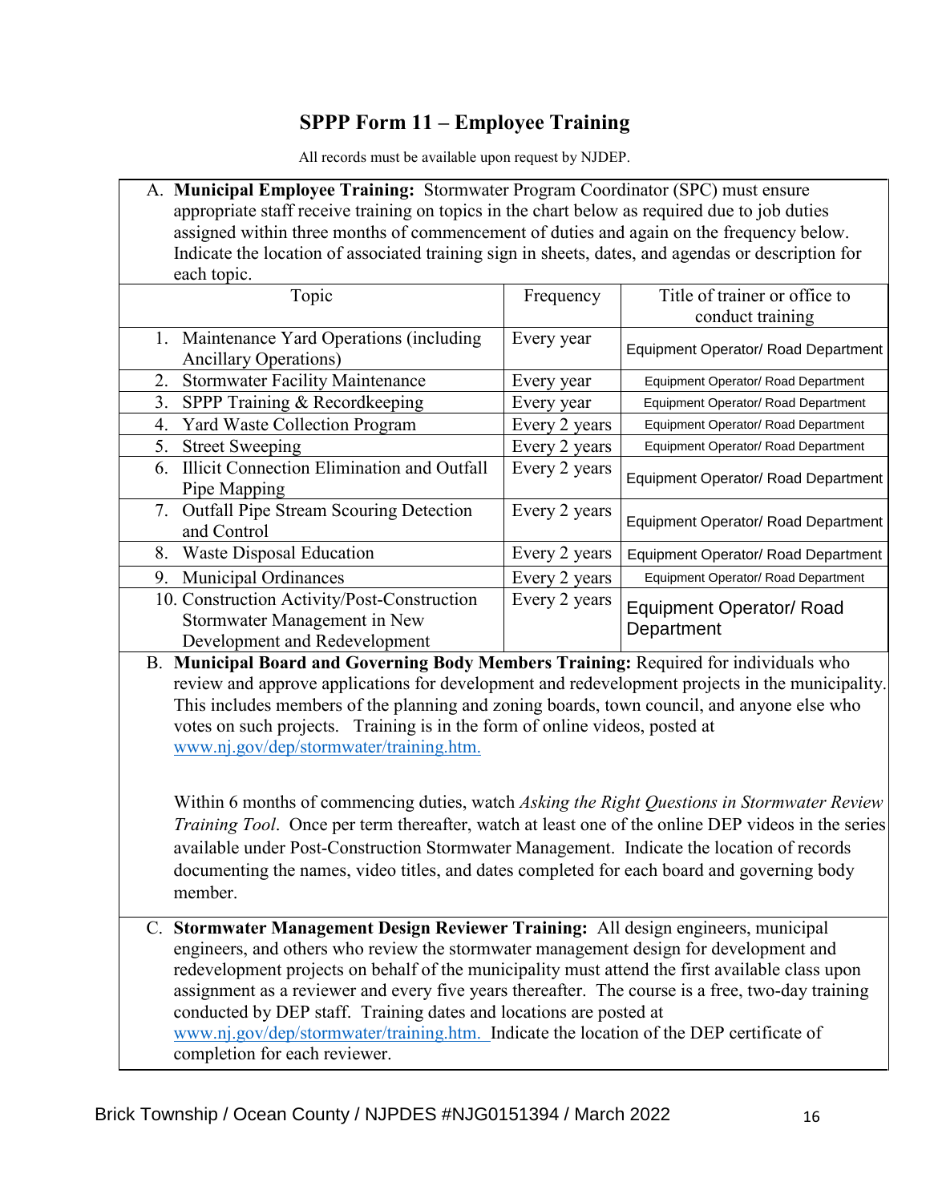# SPPP Form 11 – Employee Training

All records must be available upon request by NJDEP.

A. **Municipal Employee Training:** Stormwater Program Coordinator (SPC) must ensure appropriate staff receive training on topics in the chart below as required due to job duties assigned within three months of commencement of duties and again on the frequency below. Indicate the location of associated training sign in sheets, dates, and agendas or description for each topic.

| Topic | Frequency | Title of trainer or office to conduct training |
|---|---|---|
| 1. Maintenance Yard Operations (including Ancillary Operations) | Every year | Equipment Operator/ Road Department |
| 2. Stormwater Facility Maintenance | Every year | Equipment Operator/ Road Department |
| 3. SPPP Training & Recordkeeping | Every year | Equipment Operator/ Road Department |
| 4. Yard Waste Collection Program | Every 2 years | Equipment Operator/ Road Department |
| 5. Street Sweeping | Every 2 years | Equipment Operator/ Road Department |
| 6. Illicit Connection Elimination and Outfall Pipe Mapping | Every 2 years | Equipment Operator/ Road Department |
| 7. Outfall Pipe Stream Scouring Detection and Control | Every 2 years | Equipment Operator/ Road Department |
| 8. Waste Disposal Education | Every 2 years | Equipment Operator/ Road Department |
| 9. Municipal Ordinances | Every 2 years | Equipment Operator/ Road Department |
| 10. Construction Activity/Post-Construction Stormwater Management in New Development and Redevelopment | Every 2 years | Equipment Operator/ Road Department |

B. **Municipal Board and Governing Body Members Training:** Required for individuals who review and approve applications for development and redevelopment projects in the municipality. This includes members of the planning and zoning boards, town council, and anyone else who votes on such projects. Training is in the form of online videos, posted at www.nj.gov/dep/stormwater/training.htm.

Within 6 months of commencing duties, watch *Asking the Right Questions in Stormwater Review Training Tool*. Once per term thereafter, watch at least one of the online DEP videos in the series available under Post-Construction Stormwater Management. Indicate the location of records documenting the names, video titles, and dates completed for each board and governing body member.

C. **Stormwater Management Design Reviewer Training:** All design engineers, municipal engineers, and others who review the stormwater management design for development and redevelopment projects on behalf of the municipality must attend the first available class upon assignment as a reviewer and every five years thereafter. The course is a free, two-day training conducted by DEP staff. Training dates and locations are posted at www.nj.gov/dep/stormwater/training.htm. Indicate the location of the DEP certificate of completion for each reviewer.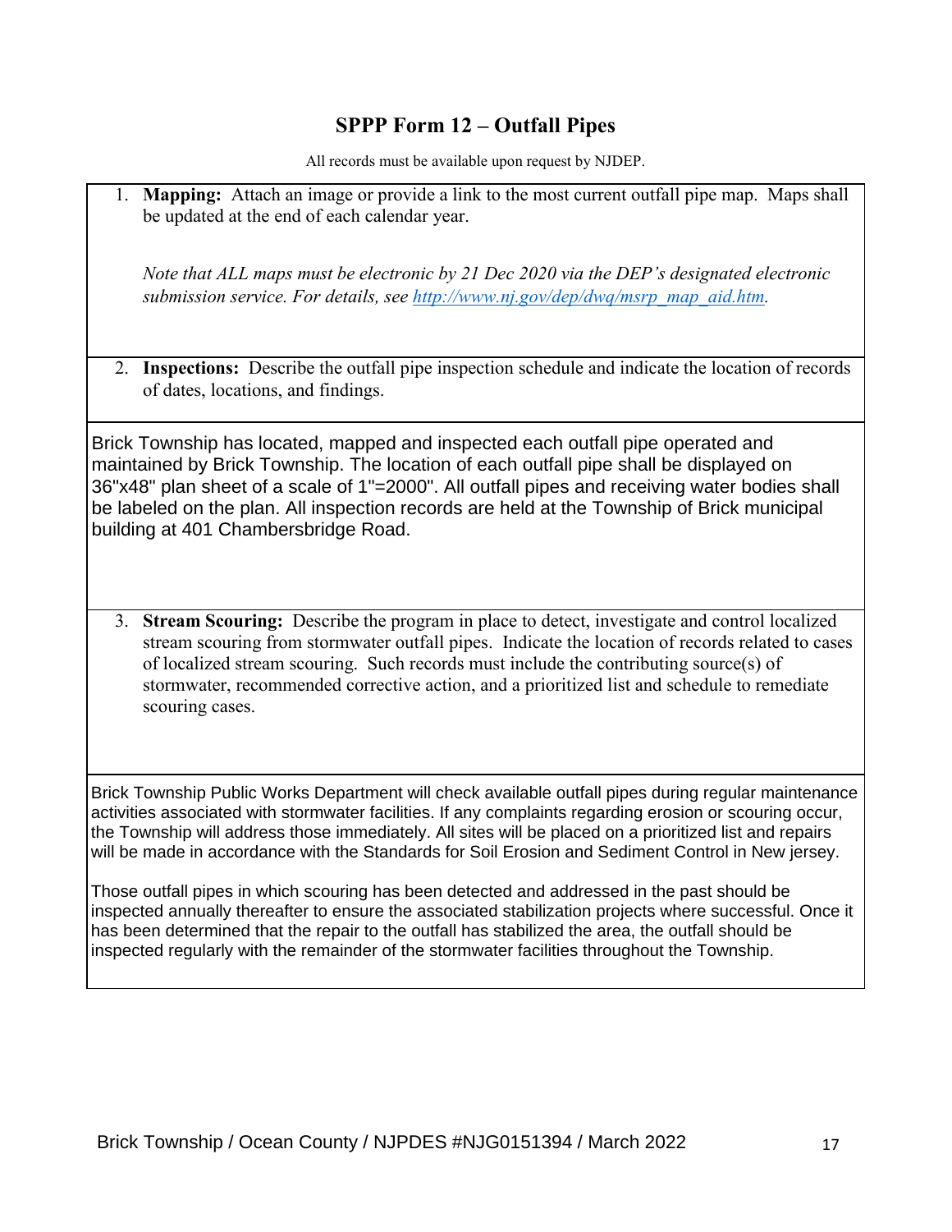# SPPP Form 12 – Outfall Pipes

All records must be available upon request by NJDEP.

1. **Mapping:** Attach an image or provide a link to the most current outfall pipe map. Maps shall be updated at the end of each calendar year.

   *Note that ALL maps must be electronic by 21 Dec 2020 via the DEP's designated electronic submission service. For details, see [http://www.nj.gov/dep/dwq/msrp_map_aid.htm](http://www.nj.gov/dep/dwq/msrp_map_aid.htm).*

2. **Inspections:** Describe the outfall pipe inspection schedule and indicate the location of records of dates, locations, and findings.

Brick Township has located, mapped and inspected each outfall pipe operated and maintained by Brick Township. The location of each outfall pipe shall be displayed on 36"x48" plan sheet of a scale of 1"=2000". All outfall pipes and receiving water bodies shall be labeled on the plan. All inspection records are held at the Township of Brick municipal building at 401 Chambersbridge Road.

3. **Stream Scouring:** Describe the program in place to detect, investigate and control localized stream scouring from stormwater outfall pipes. Indicate the location of records related to cases of localized stream scouring. Such records must include the contributing source(s) of stormwater, recommended corrective action, and a prioritized list and schedule to remediate scouring cases.

Brick Township Public Works Department will check available outfall pipes during regular maintenance activities associated with stormwater facilities. If any complaints regarding erosion or scouring occur, the Township will address those immediately. All sites will be placed on a prioritized list and repairs will be made in accordance with the Standards for Soil Erosion and Sediment Control in New jersey.

Those outfall pipes in which scouring has been detected and addressed in the past should be inspected annually thereafter to ensure the associated stabilization projects where successful. Once it has been determined that the repair to the outfall has stabilized the area, the outfall should be inspected regularly with the remainder of the stormwater facilities throughout the Township.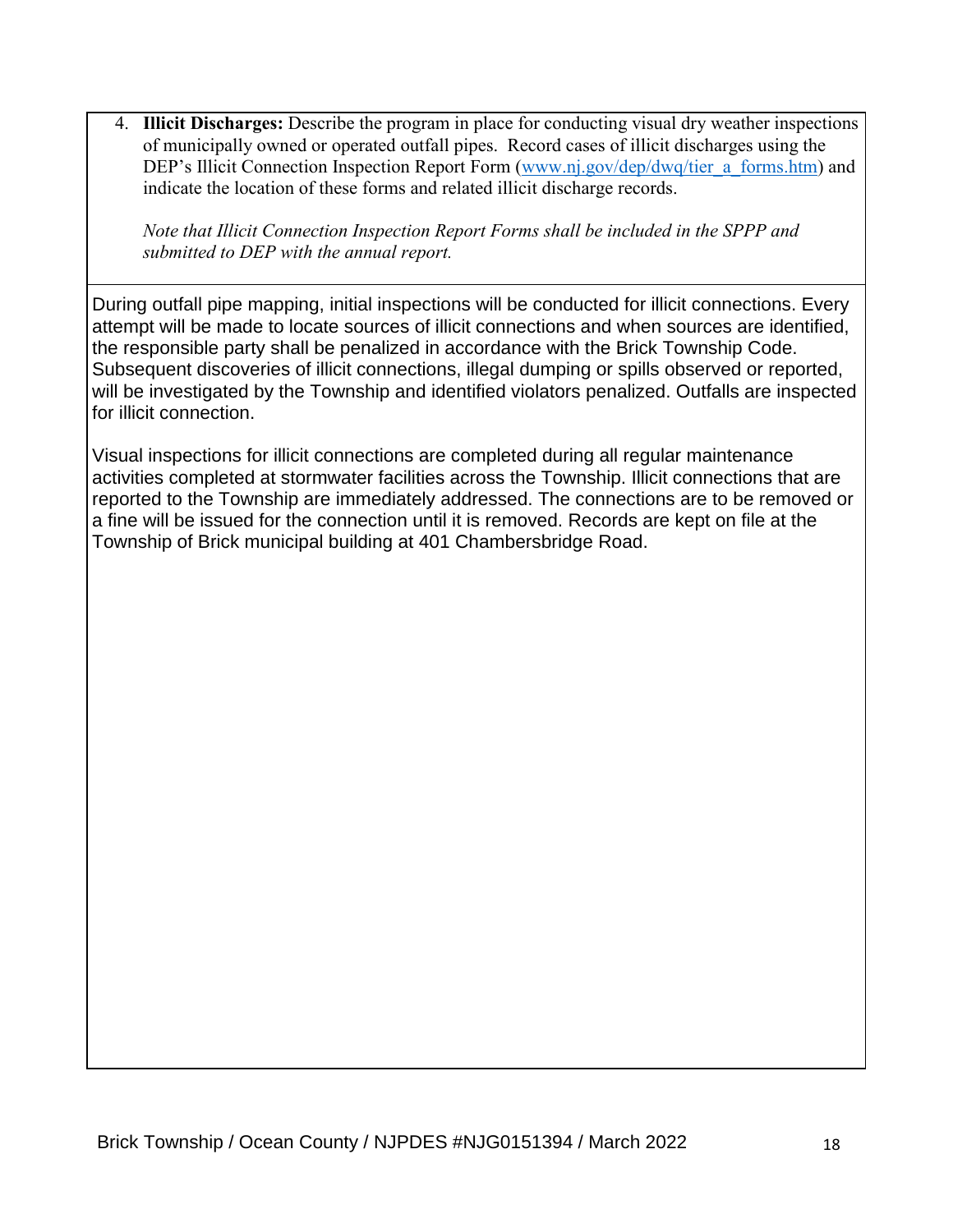4. **Illicit Discharges:** Describe the program in place for conducting visual dry weather inspections of municipally owned or operated outfall pipes. Record cases of illicit discharges using the DEP's Illicit Connection Inspection Report Form (www.nj.gov/dep/dwq/tier_a_forms.htm) and indicate the location of these forms and related illicit discharge records.

   *Note that Illicit Connection Inspection Report Forms shall be included in the SPPP and submitted to DEP with the annual report.*

During outfall pipe mapping, initial inspections will be conducted for illicit connections. Every attempt will be made to locate sources of illicit connections and when sources are identified, the responsible party shall be penalized in accordance with the Brick Township Code. Subsequent discoveries of illicit connections, illegal dumping or spills observed or reported, will be investigated by the Township and identified violators penalized. Outfalls are inspected for illicit connection.

Visual inspections for illicit connections are completed during all regular maintenance activities completed at stormwater facilities across the Township. Illicit connections that are reported to the Township are immediately addressed. The connections are to be removed or a fine will be issued for the connection until it is removed. Records are kept on file at the Township of Brick municipal building at 401 Chambersbridge Road.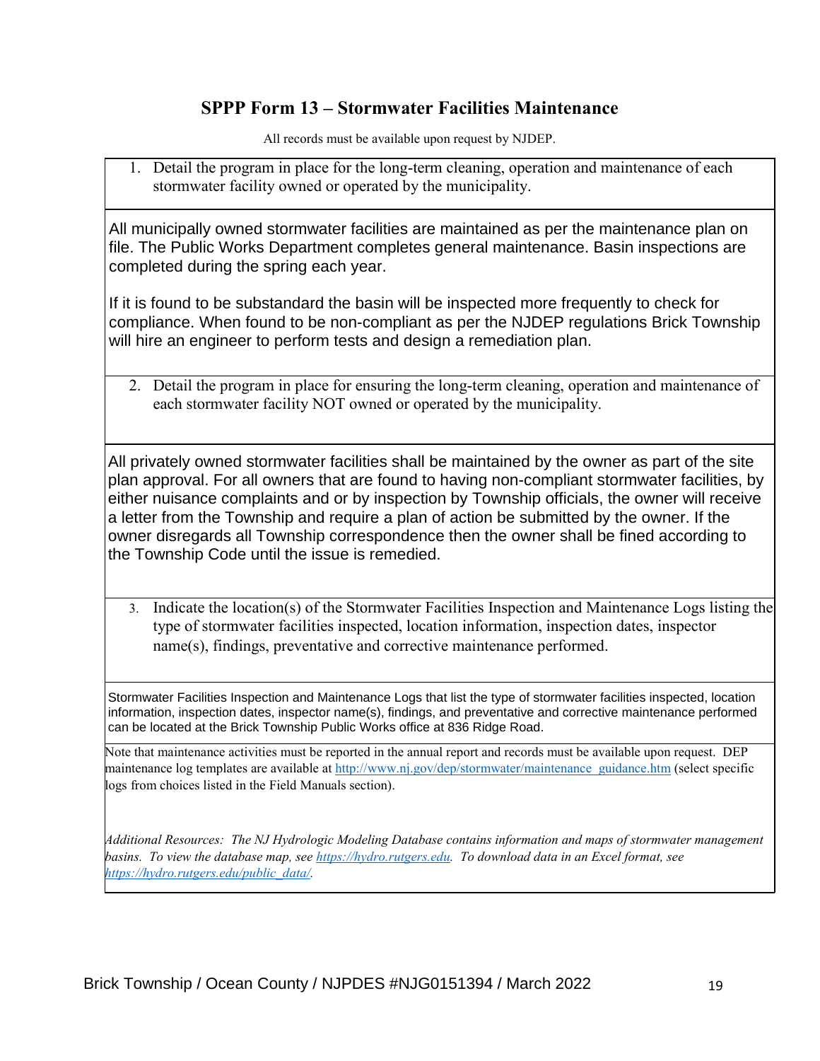## SPPP Form 13 – Stormwater Facilities Maintenance

All records must be available upon request by NJDEP.

1. Detail the program in place for the long-term cleaning, operation and maintenance of each stormwater facility owned or operated by the municipality.

All municipally owned stormwater facilities are maintained as per the maintenance plan on file. The Public Works Department completes general maintenance. Basin inspections are completed during the spring each year.

If it is found to be substandard the basin will be inspected more frequently to check for compliance. When found to be non-compliant as per the NJDEP regulations Brick Township will hire an engineer to perform tests and design a remediation plan.

2. Detail the program in place for ensuring the long-term cleaning, operation and maintenance of each stormwater facility NOT owned or operated by the municipality.

All privately owned stormwater facilities shall be maintained by the owner as part of the site plan approval. For all owners that are found to having non-compliant stormwater facilities, by either nuisance complaints and or by inspection by Township officials, the owner will receive a letter from the Township and require a plan of action be submitted by the owner. If the owner disregards all Township correspondence then the owner shall be fined according to the Township Code until the issue is remedied.

3. Indicate the location(s) of the Stormwater Facilities Inspection and Maintenance Logs listing the type of stormwater facilities inspected, location information, inspection dates, inspector name(s), findings, preventative and corrective maintenance performed.

Stormwater Facilities Inspection and Maintenance Logs that list the type of stormwater facilities inspected, location information, inspection dates, inspector name(s), findings, and preventative and corrective maintenance performed can be located at the Brick Township Public Works office at 836 Ridge Road.

Note that maintenance activities must be reported in the annual report and records must be available upon request. DEP maintenance log templates are available at http://www.nj.gov/dep/stormwater/maintenance_guidance.htm (select specific logs from choices listed in the Field Manuals section).

*Additional Resources: The NJ Hydrologic Modeling Database contains information and maps of stormwater management basins. To view the database map, see https://hydro.rutgers.edu. To download data in an Excel format, see https://hydro.rutgers.edu/public_data/.*

Brick Township / Ocean County / NJPDES #NJG0151394 / March 2022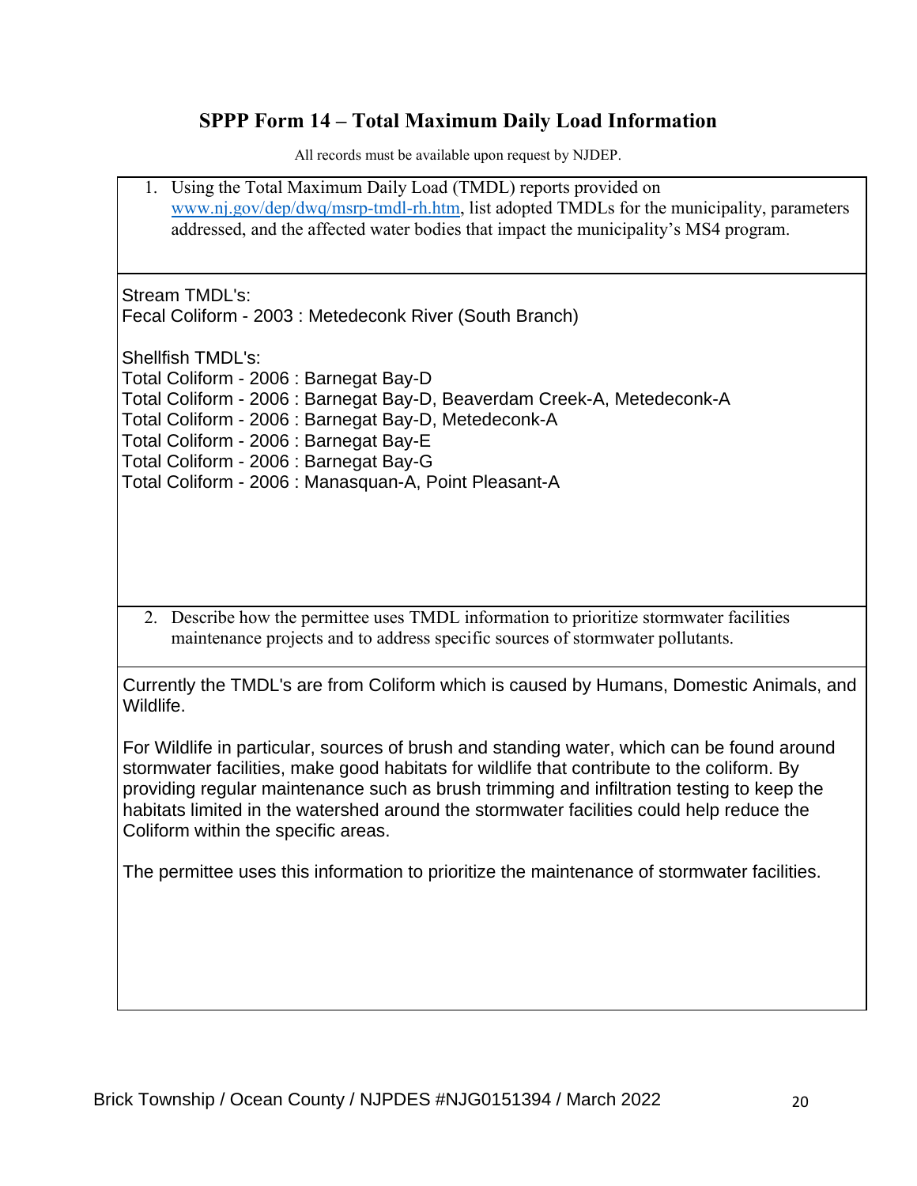## SPPP Form 14 – Total Maximum Daily Load Information

All records must be available upon request by NJDEP.

1. Using the Total Maximum Daily Load (TMDL) reports provided on www.nj.gov/dep/dwq/msrp-tmdl-rh.htm, list adopted TMDLs for the municipality, parameters addressed, and the affected water bodies that impact the municipality's MS4 program.

Stream TMDL's:
Fecal Coliform - 2003 : Metedeconk River (South Branch)

Shellfish TMDL's:
Total Coliform - 2006 : Barnegat Bay-D
Total Coliform - 2006 : Barnegat Bay-D, Beaverdam Creek-A, Metedeconk-A
Total Coliform - 2006 : Barnegat Bay-D, Metedeconk-A
Total Coliform - 2006 : Barnegat Bay-E
Total Coliform - 2006 : Barnegat Bay-G
Total Coliform - 2006 : Manasquan-A, Point Pleasant-A

2. Describe how the permittee uses TMDL information to prioritize stormwater facilities maintenance projects and to address specific sources of stormwater pollutants.

Currently the TMDL's are from Coliform which is caused by Humans, Domestic Animals, and Wildlife.

For Wildlife in particular, sources of brush and standing water, which can be found around stormwater facilities, make good habitats for wildlife that contribute to the coliform. By providing regular maintenance such as brush trimming and infiltration testing to keep the habitats limited in the watershed around the stormwater facilities could help reduce the Coliform within the specific areas.

The permittee uses this information to prioritize the maintenance of stormwater facilities.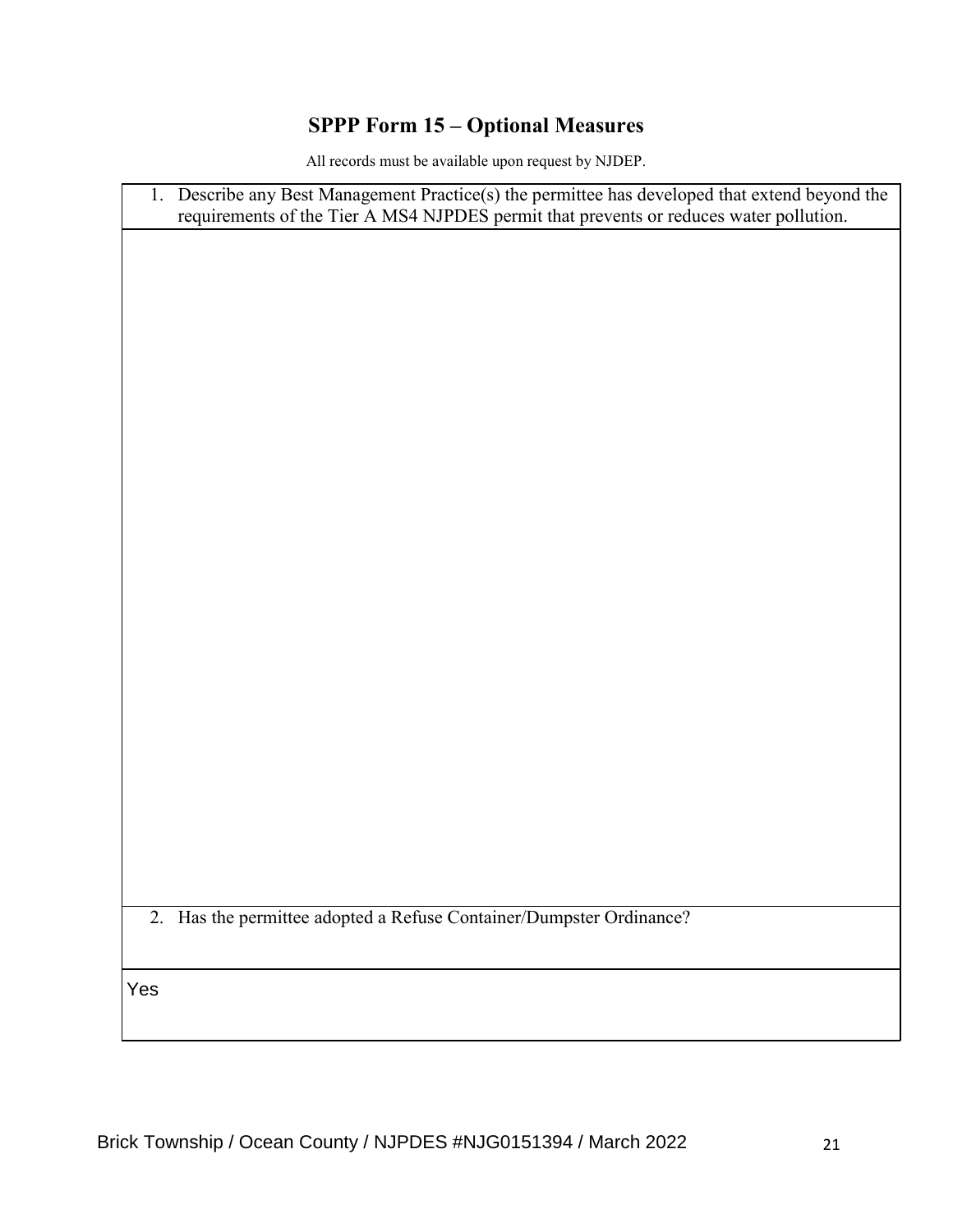# SPPP Form 15 – Optional Measures

All records must be available upon request by NJDEP.

| |
|---|
| 1. Describe any Best Management Practice(s) the permittee has developed that extend beyond the requirements of the Tier A MS4 NJPDES permit that prevents or reduces water pollution. |
| |
| 2. Has the permittee adopted a Refuse Container/Dumpster Ordinance? |
| Yes |

Brick Township / Ocean County / NJPDES #NJG0151394 / March 2022